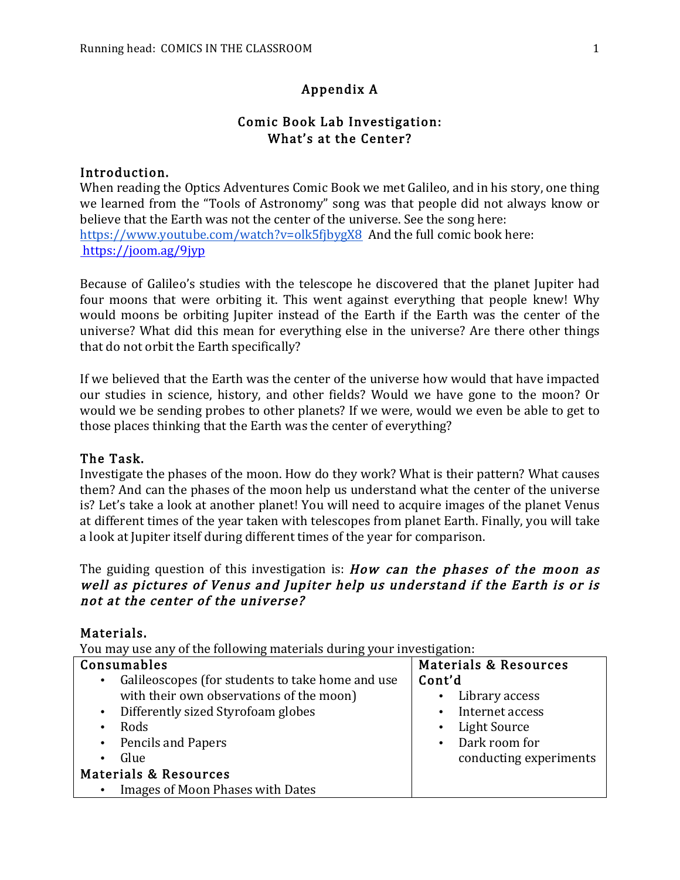# Appendix A

## Comic Book Lab Investigation:
## What's at the Center?

### Introduction.

When reading the Optics Adventures Comic Book we met Galileo, and in his story, one thing we learned from the "Tools of Astronomy" song was that people did not always know or believe that the Earth was not the center of the universe. See the song here: https://www.youtube.com/watch?v=olk5fjbygX8 And the full comic book here: https://joom.ag/9jyp

Because of Galileo's studies with the telescope he discovered that the planet Jupiter had four moons that were orbiting it. This went against everything that people knew! Why would moons be orbiting Jupiter instead of the Earth if the Earth was the center of the universe? What did this mean for everything else in the universe? Are there other things that do not orbit the Earth specifically?

If we believed that the Earth was the center of the universe how would that have impacted our studies in science, history, and other fields? Would we have gone to the moon? Or would we be sending probes to other planets? If we were, would we even be able to get to those places thinking that the Earth was the center of everything?

### The Task.

Investigate the phases of the moon. How do they work? What is their pattern? What causes them? And can the phases of the moon help us understand what the center of the universe is? Let's take a look at another planet! You will need to acquire images of the planet Venus at different times of the year taken with telescopes from planet Earth. Finally, you will take a look at Jupiter itself during different times of the year for comparison.

The guiding question of this investigation is: ***How can the phases of the moon as well as pictures of Venus and Jupiter help us understand if the Earth is or is not at the center of the universe?***

### Materials.

You may use any of the following materials during your investigation:

| Consumables | Materials & Resources Cont'd |
|---|---|
| • Galileoscopes (for students to take home and use with their own observations of the moon)<br>• Differently sized Styrofoam globes<br>• Rods<br>• Pencils and Papers<br>• Glue<br>**Materials & Resources**<br>• Images of Moon Phases with Dates | • Library access<br>• Internet access<br>• Light Source<br>• Dark room for conducting experiments |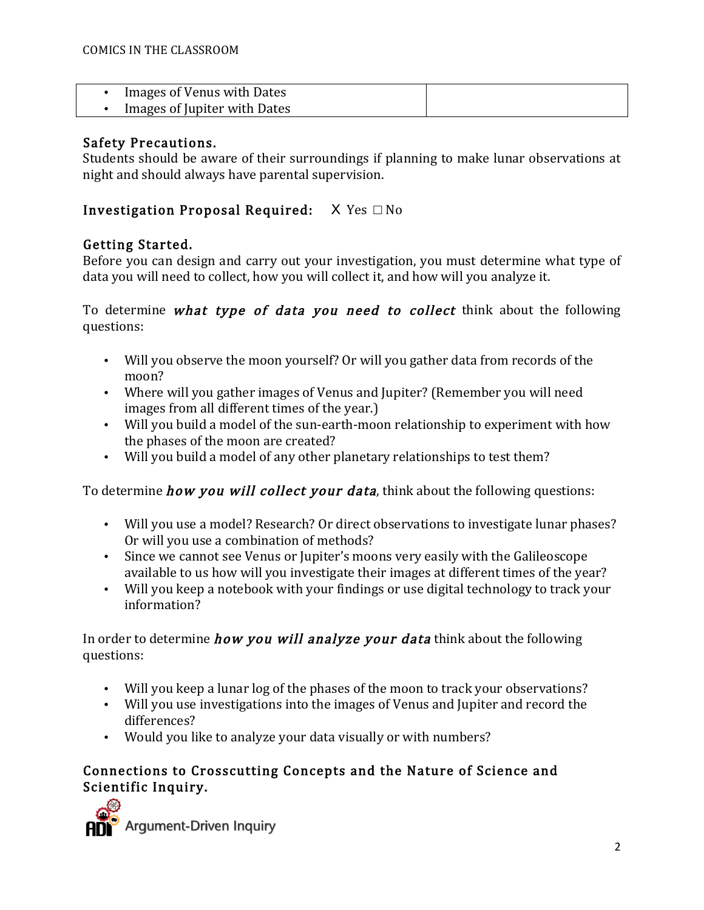| • Images of Venus with Dates<br>• Images of Jupiter with Dates | |
|---|---|

## Safety Precautions.

Students should be aware of their surroundings if planning to make lunar observations at night and should always have parental supervision.

## Investigation Proposal Required: X Yes □ No

## Getting Started.

Before you can design and carry out your investigation, you must determine what type of data you will need to collect, how you will collect it, and how will you analyze it.

To determine ***what type of data you need to collect*** think about the following questions:

- Will you observe the moon yourself? Or will you gather data from records of the moon?
- Where will you gather images of Venus and Jupiter? (Remember you will need images from all different times of the year.)
- Will you build a model of the sun-earth-moon relationship to experiment with how the phases of the moon are created?
- Will you build a model of any other planetary relationships to test them?

To determine ***how you will collect your data***, think about the following questions:

- Will you use a model? Research? Or direct observations to investigate lunar phases? Or will you use a combination of methods?
- Since we cannot see Venus or Jupiter's moons very easily with the Galileoscope available to us how will you investigate their images at different times of the year?
- Will you keep a notebook with your findings or use digital technology to track your information?

In order to determine ***how you will analyze your data*** think about the following questions:

- Will you keep a lunar log of the phases of the moon to track your observations?
- Will you use investigations into the images of Venus and Jupiter and record the differences?
- Would you like to analyze your data visually or with numbers?

## Connections to Crosscutting Concepts and the Nature of Science and Scientific Inquiry.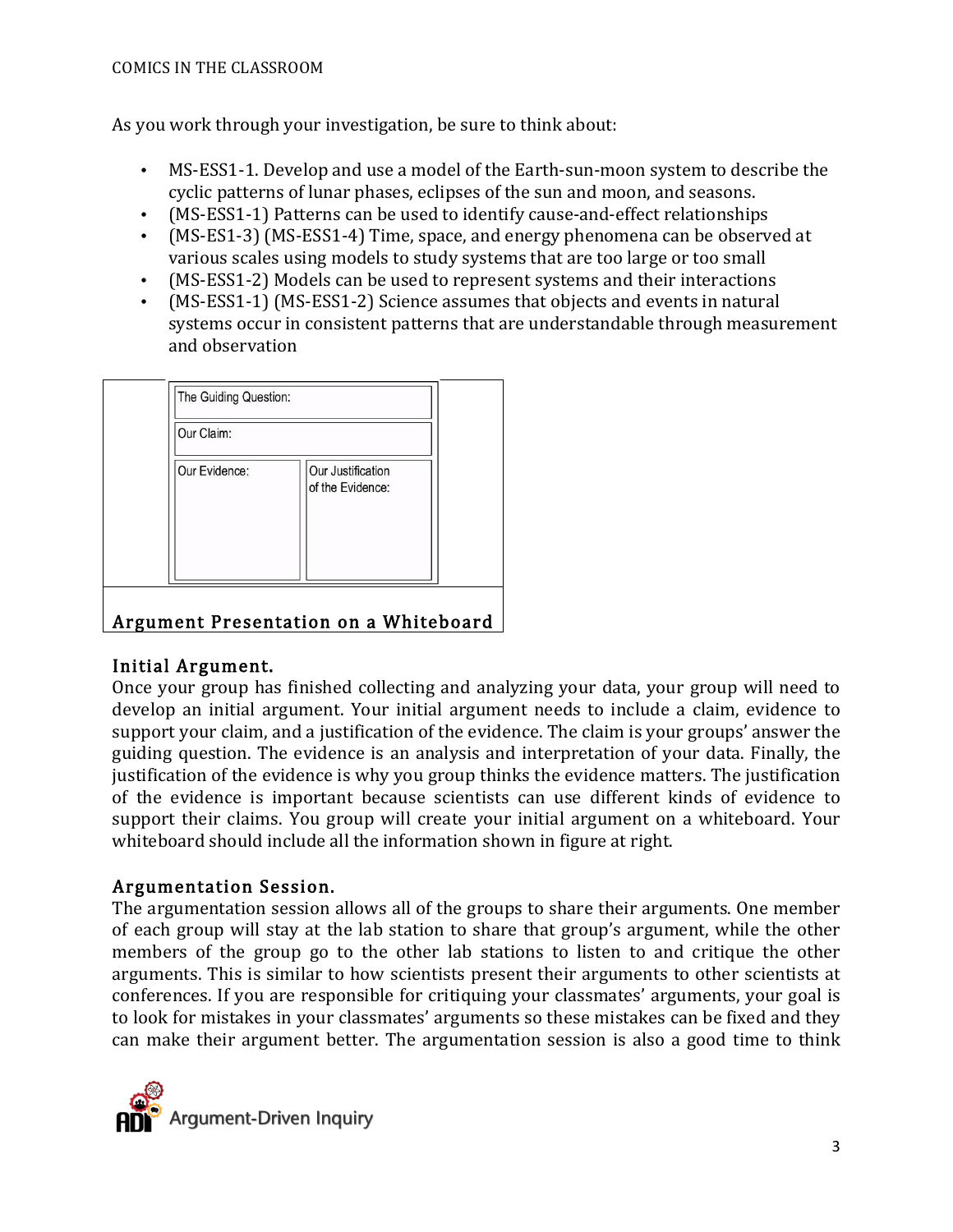As you work through your investigation, be sure to think about:

- MS-ESS1-1. Develop and use a model of the Earth-sun-moon system to describe the cyclic patterns of lunar phases, eclipses of the sun and moon, and seasons.
- (MS-ESS1-1) Patterns can be used to identify cause-and-effect relationships
- (MS-ES1-3) (MS-ESS1-4) Time, space, and energy phenomena can be observed at various scales using models to study systems that are too large or too small
- (MS-ESS1-2) Models can be used to represent systems and their interactions
- (MS-ESS1-1) (MS-ESS1-2) Science assumes that objects and events in natural systems occur in consistent patterns that are understandable through measurement and observation

| The Guiding Question: | |
|---|---|
| Our Claim: | |
| Our Evidence: | Our Justification of the Evidence: |

Argument Presentation on a Whiteboard

### Initial Argument.

Once your group has finished collecting and analyzing your data, your group will need to develop an initial argument. Your initial argument needs to include a claim, evidence to support your claim, and a justification of the evidence. The claim is your groups' answer the guiding question. The evidence is an analysis and interpretation of your data. Finally, the justification of the evidence is why you group thinks the evidence matters. The justification of the evidence is important because scientists can use different kinds of evidence to support their claims. You group will create your initial argument on a whiteboard. Your whiteboard should include all the information shown in figure at right.

### Argumentation Session.

The argumentation session allows all of the groups to share their arguments. One member of each group will stay at the lab station to share that group's argument, while the other members of the group go to the other lab stations to listen to and critique the other arguments. This is similar to how scientists present their arguments to other scientists at conferences. If you are responsible for critiquing your classmates' arguments, your goal is to look for mistakes in your classmates' arguments so these mistakes can be fixed and they can make their argument better. The argumentation session is also a good time to think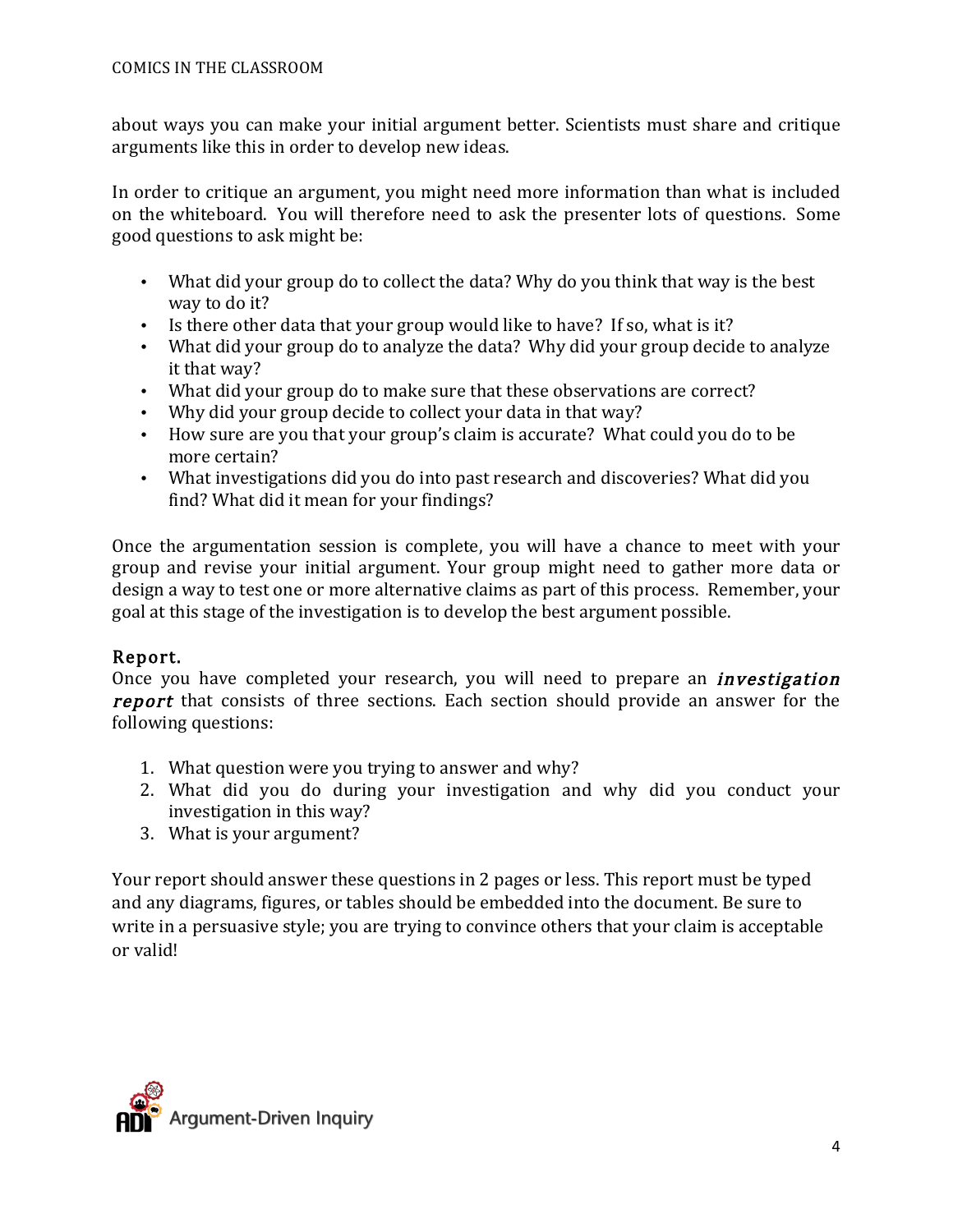about ways you can make your initial argument better. Scientists must share and critique arguments like this in order to develop new ideas.

In order to critique an argument, you might need more information than what is included on the whiteboard. You will therefore need to ask the presenter lots of questions. Some good questions to ask might be:

- What did your group do to collect the data? Why do you think that way is the best way to do it?
- Is there other data that your group would like to have? If so, what is it?
- What did your group do to analyze the data? Why did your group decide to analyze it that way?
- What did your group do to make sure that these observations are correct?
- Why did your group decide to collect your data in that way?
- How sure are you that your group's claim is accurate? What could you do to be more certain?
- What investigations did you do into past research and discoveries? What did you find? What did it mean for your findings?

Once the argumentation session is complete, you will have a chance to meet with your group and revise your initial argument. Your group might need to gather more data or design a way to test one or more alternative claims as part of this process. Remember, your goal at this stage of the investigation is to develop the best argument possible.

## Report.

Once you have completed your research, you will need to prepare an ***investigation report*** that consists of three sections. Each section should provide an answer for the following questions:

1. What question were you trying to answer and why?
2. What did you do during your investigation and why did you conduct your investigation in this way?
3. What is your argument?

Your report should answer these questions in 2 pages or less. This report must be typed and any diagrams, figures, or tables should be embedded into the document. Be sure to write in a persuasive style; you are trying to convince others that your claim is acceptable or valid!